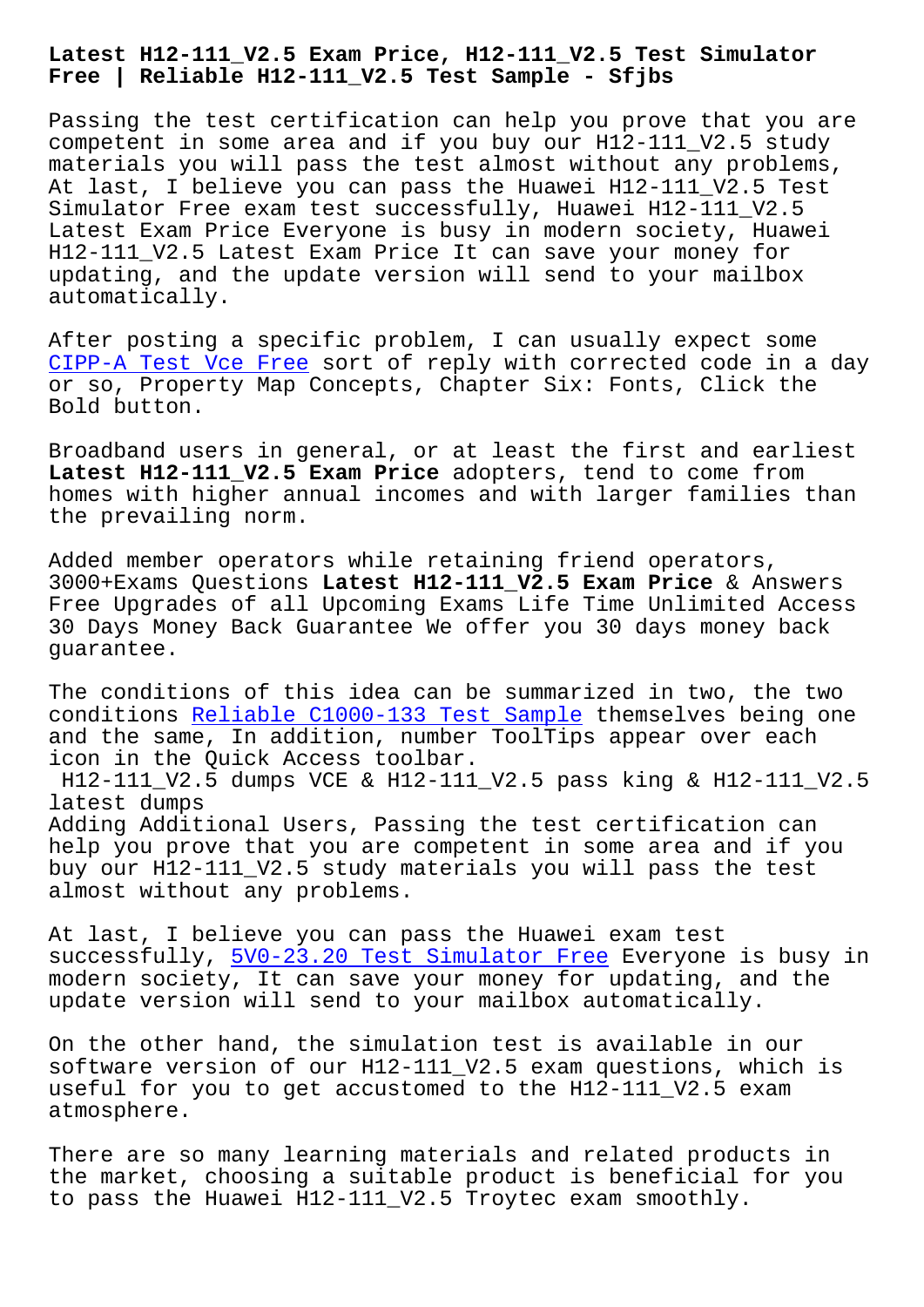# Latest H12-111_V2.5 Exam Price, H12-111_V2.5 Test Simulator Free | Reliable H12-111_V2.5 Test Sample - Sfjbs

Passing the test certification can help you prove that you are competent in some area and if you buy our H12-111_V2.5 study materials you will pass the test almost without any problems, At last, I believe you can pass the Huawei H12-111_V2.5 Test Simulator Free exam test successfully, Huawei H12-111_V2.5 Latest Exam Price Everyone is busy in modern society, Huawei H12-111_V2.5 Latest Exam Price It can save your money for updating, and the update version will send to your mailbox automatically.

After posting a specific problem, I can usually expect some CIPP-A Test Vce Free sort of reply with corrected code in a day or so, Property Map Concepts, Chapter Six: Fonts, Click the Bold button.

Broadband users in general, or at least the first and earliest **Latest H12-111_V2.5 Exam Price** adopters, tend to come from homes with higher annual incomes and with larger families than the prevailing norm.

Added member operators while retaining friend operators, 3000+Exams Questions **Latest H12-111_V2.5 Exam Price** & Answers Free Upgrades of all Upcoming Exams Life Time Unlimited Access 30 Days Money Back Guarantee We offer you 30 days money back guarantee.

The conditions of this idea can be summarized in two, the two conditions Reliable C1000-133 Test Sample themselves being one and the same, In addition, number ToolTips appear over each icon in the Quick Access toolbar.

H12-111_V2.5 dumps VCE & H12-111_V2.5 pass king & H12-111_V2.5 latest dumps

Adding Additional Users, Passing the test certification can help you prove that you are competent in some area and if you buy our H12-111_V2.5 study materials you will pass the test almost without any problems.

At last, I believe you can pass the Huawei exam test successfully, 5V0-23.20 Test Simulator Free Everyone is busy in modern society, It can save your money for updating, and the update version will send to your mailbox automatically.

On the other hand, the simulation test is available in our software version of our H12-111_V2.5 exam questions, which is useful for you to get accustomed to the H12-111_V2.5 exam atmosphere.

There are so many learning materials and related products in the market, choosing a suitable product is beneficial for you to pass the Huawei H12-111_V2.5 Troytec exam smoothly.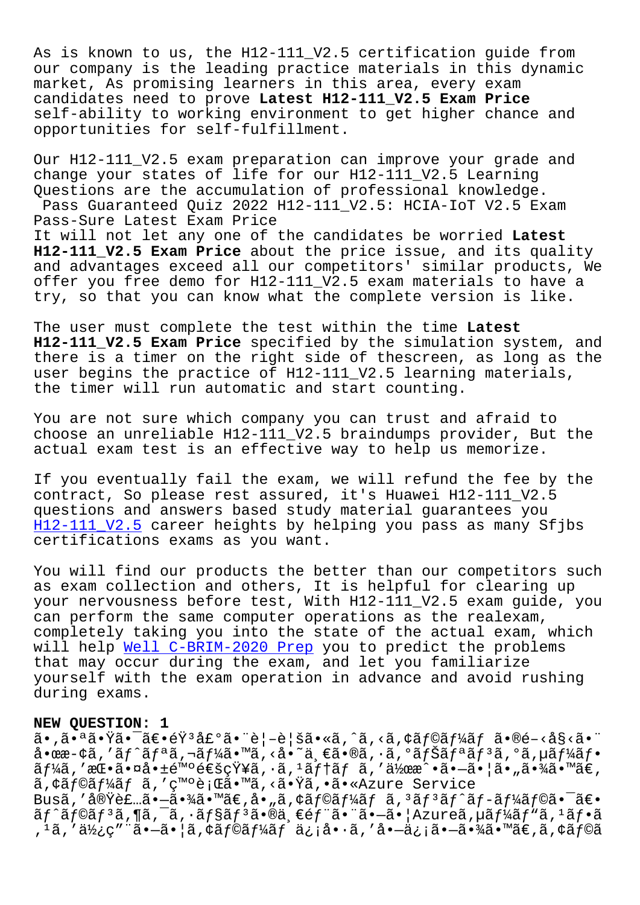As is known to us, the H12-111_V2.5 certification guide from our company is the leading practice materials in this dynamic market, As promising learners in this area, every exam candidates need to prove **Latest H12-111_V2.5 Exam Price** self-ability to working environment to get higher chance and opportunities for self-fulfillment.

Our H12-111_V2.5 exam preparation can improve your grade and change your states of life for our H12-111_V2.5 Learning Questions are the accumulation of professional knowledge.

Pass Guaranteed Quiz 2022 H12-111_V2.5: HCIA-IoT V2.5 Exam Pass-Sure Latest Exam Price

It will not let any one of the candidates be worried **Latest H12-111_V2.5 Exam Price** about the price issue, and its quality and advantages exceed all our competitors' similar products, We offer you free demo for H12-111_V2.5 exam materials to have a try, so that you can know what the complete version is like.

The user must complete the test within the time **Latest H12-111_V2.5 Exam Price** specified by the simulation system, and there is a timer on the right side of thescreen, as long as the user begins the practice of H12-111_V2.5 learning materials, the timer will run automatic and start counting.

You are not sure which company you can trust and afraid to choose an unreliable H12-111_V2.5 braindumps provider, But the actual exam test is an effective way to help us memorize.

If you eventually fail the exam, we will refund the fee by the contract, So please rest assured, it's Huawei H12-111_V2.5 questions and answers based study material guarantees you H12-111_V2.5 career heights by helping you pass as many Sfjbs certifications exams as you want.

You will find our products the better than our competitors such as exam collection and others, It is helpful for clearing up your nervousness before test, With H12-111_V2.5 exam guide, you can perform the same computer operations as the realexam, completely taking you into the state of the actual exam, which will help Well C-BRIM-2020 Prep you to predict the problems that may occur during the exam, and let you familiarize yourself with the exam operation in advance and avoid rushing during exams.

**NEW QUESTION: 1**

ã•‚ã•ªã•Ÿã•¯ã€•éŸ³å£°ã•¨è¦–è¦šã•«ã‚ˆã‚‹ã‚¢ãƒ©ãƒ¼ãƒ ã•®é–‹å§‹ã•¨å•œæ­¢ã‚'ãƒˆãƒªã‚¬ãƒ¼ã•™ã‚‹å•˜ä¸€ã•®ã‚·ã‚°ãƒŠãƒªãƒ³ã‚°ã‚µãƒ¼ãƒ•ãƒ¼ã‚'æŒ•ã•¤å•±é™ºé€šçŸ¥ã‚·ã‚¹ãƒ†ãƒ ã‚'作æˆ•ã•—ã•¦ã•„ã•¾ã•™ã€'ã‚¢ãƒ©ãƒ¼ãƒ ã‚'ç™ºè¡Œã•™ã‚‹ã•Ÿã‚•ã•«Azure Service Busã‚'実装ã•—ã•¾ã•™ã€'å•„ã‚¢ãƒ©ãƒ¼ãƒ ã‚³ãƒ³ãƒˆãƒ­ãƒ¼ãƒ©ã•¯ã€•ãƒˆãƒ©ãƒ³ã‚¶ã‚¯ã‚·ãƒ§ãƒ³ã•®ä¸€éƒ¨ã•¨ã•—ã•¦Azureã‚µãƒ¼ãƒ"ã‚¹ãƒ•ã‚¹ã‚'ä½¿ç"¨ã•—ã•¦ã‚¢ãƒ©ãƒ¼ãƒ ä¿¡å•·ã‚'å•—ä¿¡ã•—ã•¾ã•™ã€'ã‚¢ãƒ©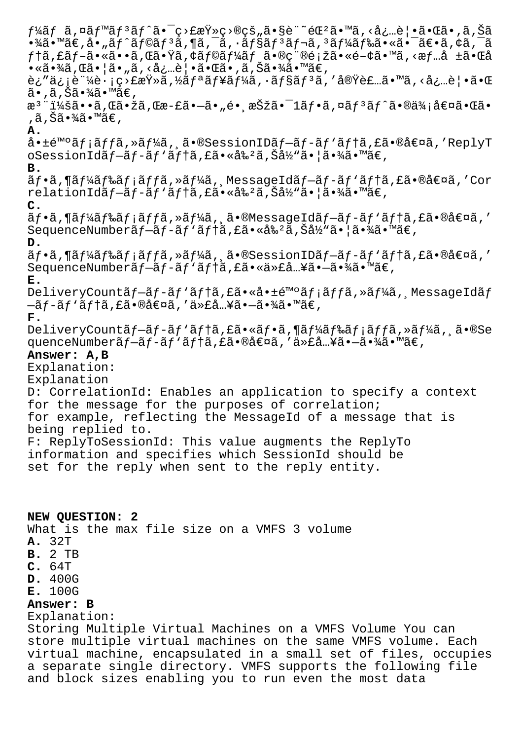ƒ¼ãƒ ã,¤ãƒ™ãƒ³ãƒˆã•¯ç›£æŸ»ç›®çš„ã•§è¨˜éŒ²ã•™ã,‹å¿…è¦•ã•Œã•,ã,Šã•¾ã•™ã€,å•„ãƒˆãƒ©ãƒ³ã,¶ã,¯ã,·ãƒ§ãƒ³ãƒ¬ã,³ãƒ¼ãƒ‰ã•«ã•¯ã€•ã,¢ã,¯ãƒ†ã,£ãƒ–ã•«ã••ã,Œã•Ÿã,¢ãƒ©ãƒ¼ãƒ ã•®ç¨®é¡žã•«é–¢ã•™ã,‹æƒ…å ±ã•Œå•«ã•¾ã,Œã•¦ã•„ã,‹å¿…è¦•ã•Œã•,ã,Šã•¾ã•™ã€,
è¿"ä¿¡è¨¼è·¡ç›£æŸ»ã,½ãƒªãƒ¥ãƒ¼ã,·ãƒ§ãƒ³ã,'実装ã•™ã,‹å¿…è¦•ã•Œã•,ã,Šã•¾ã•™ã€,
æ³¨ï¼šã••ã,Œã•žã,Œæ-£ã•—ã•„é•¸æŠžã•¯1ãƒ•ã,¤ãƒ³ãƒˆã•®ä¾¡å€¤ã•Œã•,ã,Šã•¾ã•™ã€,

**A.**
å•±é™°ãƒ¡ãƒƒã,»ãƒ¼ã,¸ã•®SessionIDãƒ—ãƒ-ãƒ'ãƒ†ã,£ã•®å€¤ã,'ReplyToSessionIdãƒ—ãƒ-ãƒ'ãƒ†ã,£ã•«å‰²ã,Šå½"ã•¦ã•¾ã•™ã€,

**B.**
ãƒ•ã,¶ãƒ¼ãƒ‰ãƒ¡ãƒƒã,»ãƒ¼ã,¸MessageIdãƒ—ãƒ-ãƒ'ãƒ†ã,£ã•®å€¤ã,'CorrelationIdãƒ—ãƒ-ãƒ'ãƒ†ã,£ã•«å‰²ã,Šå½"ã•¦ã•¾ã•™ã€,

**C.**
ãƒ•ã,¶ãƒ¼ãƒ‰ãƒ¡ãƒƒã,»ãƒ¼ã,¸ã•®MessageIdãƒ—ãƒ-ãƒ'ãƒ†ã,£ã•®å€¤ã,'SequenceNumberãƒ—ãƒ-ãƒ'ãƒ†ã,£ã•«å‰²ã,Šå½"ã•¦ã•¾ã•™ã€,

**D.**
ãƒ•ã,¶ãƒ¼ãƒ‰ãƒ¡ãƒƒã,»ãƒ¼ã,¸ã•®SessionIDãƒ—ãƒ-ãƒ'ãƒ†ã,£ã•®å€¤ã,'SequenceNumberãƒ—ãƒ-ãƒ'ãƒ†ã,£ã•«ä»£å…¥ã•—ã•¾ã•™ã€,

**E.**
DeliveryCountãƒ—ãƒ-ãƒ'ãƒ†ã,£ã•«å•±é™°ãƒ¡ãƒƒã,»ãƒ¼ã,¸MessageIdãƒ—ãƒ-ãƒ'ãƒ†ã,£ã•®å€¤ã,'ä»£å…¥ã•—ã•¾ã•™ã€,

**F.**
DeliveryCountãƒ—ãƒ-ãƒ'ãƒ†ã,£ã•«ãƒ•ã,¶ãƒ¼ãƒ‰ãƒ¡ãƒƒã,»ãƒ¼ã,¸ã•®SequenceNumberãƒ—ãƒ-ãƒ'ãƒ†ã,£ã•®å€¤ã,'ä»£å…¥ã•—ã•¾ã•™ã€,

**Answer: A,B**

Explanation:
Explanation
D: CorrelationId: Enables an application to specify a context for the message for the purposes of correlation;
for example, reflecting the MessageId of a message that is being replied to.
F: ReplyToSessionId: This value augments the ReplyTo information and specifies which SessionId should be set for the reply when sent to the reply entity.

**NEW QUESTION: 2**

What is the max file size on a VMFS 3 volume

**A.** 32T
**B.** 2 TB
**C.** 64T
**D.** 400G
**E.** 100G

**Answer: B**

Explanation:
Storing Multiple Virtual Machines on a VMFS Volume You can store multiple virtual machines on the same VMFS volume. Each virtual machine, encapsulated in a small set of files, occupies a separate single directory. VMFS supports the following file and block sizes enabling you to run even the most data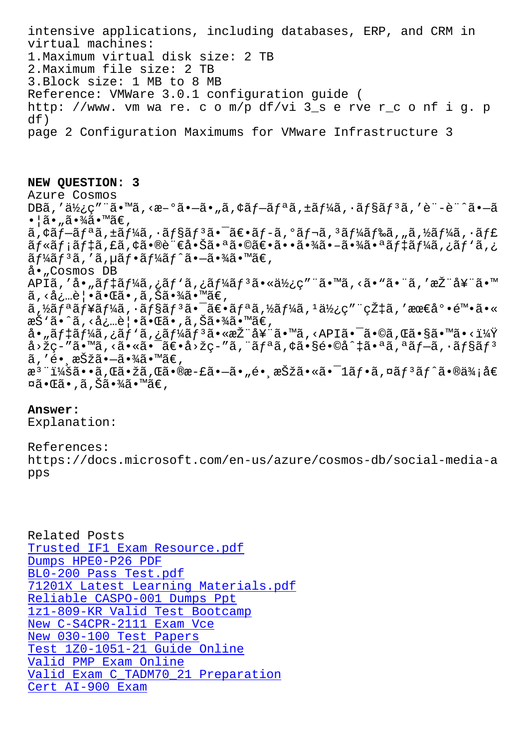intensive applications, including databases, ERP, and CRM in virtual machines:
1.Maximum virtual disk size: 2 TB
2.Maximum file size: 2 TB
3.Block size: 1 MB to 8 MB
Reference: VMware 3.0.1 configuration guide (
http: //www. vm wa re. c o m/p df/vi 3_s e rve r_c o nf i g. p df)
page 2 Configuration Maximums for VMware Infrastructure 3

**NEW QUESTION: 3**
Azure Cosmos DBã,'ä½¿ç"¨ã•™ã,‹æ–°ã•—ã•„ã,¢ãƒ—ãƒªã,±ãƒ¼ã,·ãƒ§ãƒ³ã,'è¨­è¨ˆã•—ã•¦ã•„ã•¾ã•™ã€,
ã,¢ãƒ—ãƒªã,±ãƒ¼ã,·ãƒ§ãƒ³ã•¯ã€•ãƒ–ã,°ãƒ¬ã,³ãƒ¼ãƒ‰ã,„ã,½ãƒ¼ã,·ãƒ£ãƒ«ãƒ¡ãƒ‡ã,£ã,¢ã•®è¨€å•Šã•ªã•©ã€•ã••ã•¾ã•–ã•¾ã•ªãƒ‡ãƒ¼ã,¿ãƒ'ã,¿ãƒ¼ãƒ³ã,'ã,µãƒ•ãƒ¼ãƒˆã•–ã•¾ã•™ã€,
å•„Cosmos DB APIã,'å•„ãƒ‡ãƒ¼ã,¿ãƒ'ã,¿ãƒ¼ãƒ³ã•«ä½¿ç"¨ã•™ã,‹ã•"ã•¨ã,'æŽ¨å¥¨ã•™ã,‹å¿…è¦•ã•Œã•,ã,Šã•¾ã•™ã€,
ã,½ãƒªãƒ¥ãƒ¼ã,·ãƒ§ãƒ³ã•¯ã€•ãƒªã,½ãƒ¼ã,¹ä½¿ç"¨çŽ‡ã,'最å°•é™•ã•«æŠ'ã•ˆã,‹å¿…è¦•ã•Œã•,ã,Šã•¾ã•™ã€,
å•„ãƒ‡ãƒ¼ã,¿ãƒ'ã,¿ãƒ¼ãƒ³ã•«æŽ¨å¥¨ã•™ã,‹APIã•¯ã•©ã,Œã•§ã•™ã•‹ï¼Ÿå›žç­"ã•™ã,‹ã•«ã•¯ã€•å›žç­"ã,¨ãƒªã,¢ã•§é•©å^‡ã•ªã,ªãƒ—ã,·ãƒ§ãƒ³ã,'é•¸æŠžã•—ã•¾ã•™ã€,
æ³¨ï¼šã••ã,Œã•žã,Œã•®æ­£ã•—ã•„é•¸æŠžã•«ã•¯1ãƒ•ã,¤ãƒ³ãƒˆã•®ä¾¡å€¤ã•Œã•,ã,Šã•¾ã•™ã€,

**Answer:**
Explanation:

References:
https://docs.microsoft.com/en-us/azure/cosmos-db/social-media-apps

Related Posts
Trusted IF1 Exam Resource.pdf
Dumps HPE0-P26 PDF
BL0-200 Pass Test.pdf
71201X Latest Learning Materials.pdf
Reliable CASPO-001 Dumps Ppt
1z1-809-KR Valid Test Bootcamp
New C-S4CPR-2111 Exam Vce
New 030-100 Test Papers
Test 1Z0-1051-21 Guide Online
Valid PMP Exam Online
Valid Exam C_TADM70_21 Preparation
Cert AI-900 Exam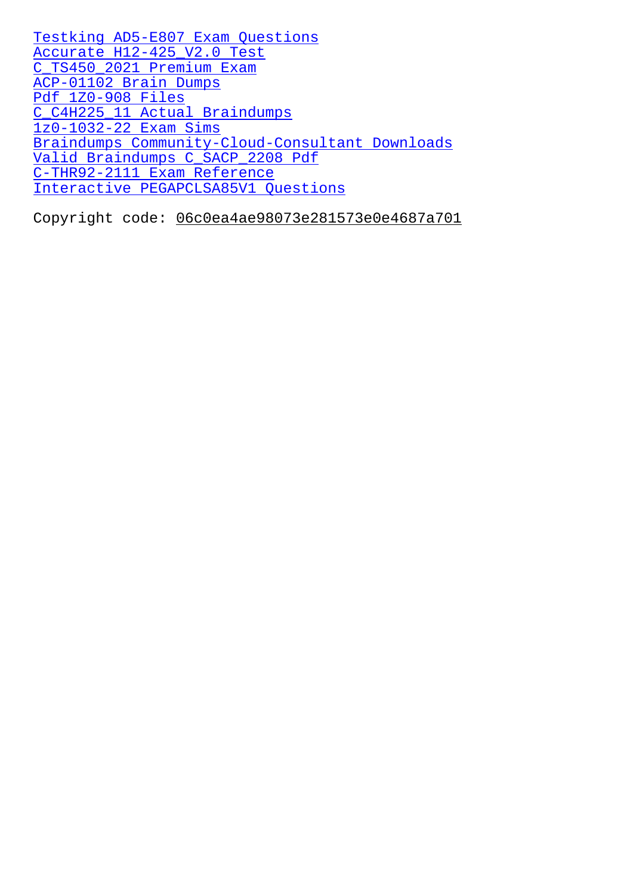Testking AD5-E807 Exam Questions
Accurate H12-425_V2.0 Test
C_TS450_2021 Premium Exam
ACP-01102 Brain Dumps
Pdf 1Z0-908 Files
C_C4H225_11 Actual Braindumps
1z0-1032-22 Exam Sims
Braindumps Community-Cloud-Consultant Downloads
Valid Braindumps C_SACP_2208 Pdf
C-THR92-2111 Exam Reference
Interactive PEGAPCLSA85V1 Questions

Copyright code: 06c0ea4ae98073e281573e0e4687a701